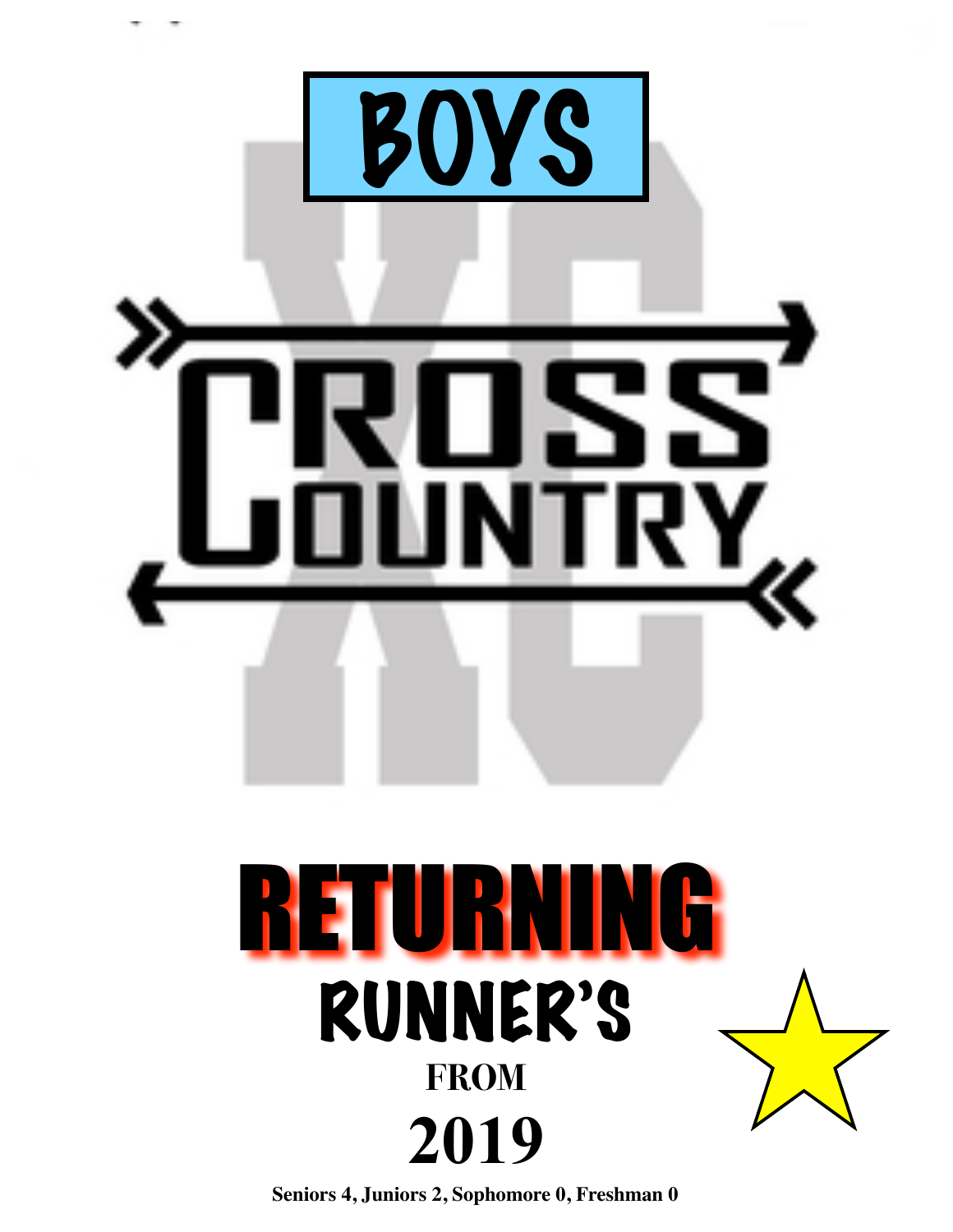# BOYS

# CROSS COUNTRY

# RETURNING

## RUNNER'S

### FROM

## 2019

**Seniors 4, Juniors 2, Sophomore 0, Freshman 0**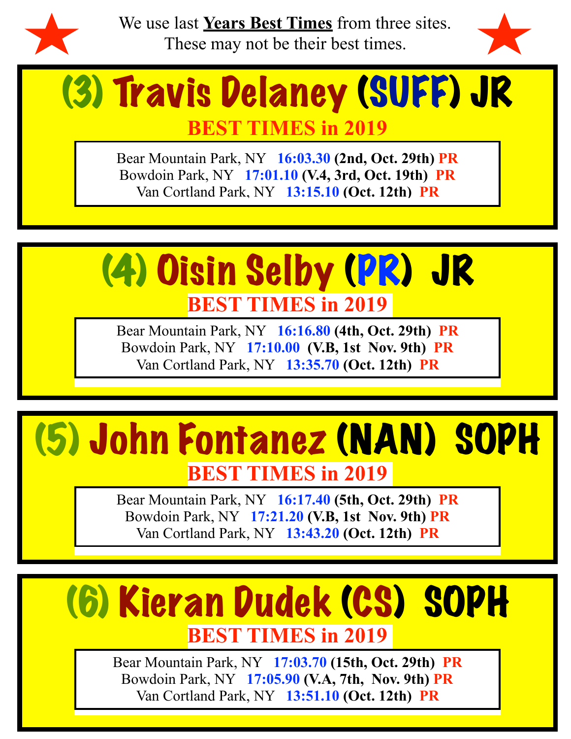We use last **Years Best Times** from three sites.
These may not be their best times.

## (3) Travis Delaney (SUFF) JR

### BEST TIMES in 2019

Bear Mountain Park, NY **16:03.30** **(2nd, Oct. 29th)** **PR**
Bowdoin Park, NY **17:01.10** **(V.4, 3rd, Oct. 19th)** **PR**
Van Cortland Park, NY **13:15.10** **(Oct. 12th)** **PR**

## (4) Oisin Selby (PR) JR

### BEST TIMES in 2019

Bear Mountain Park, NY **16:16.80** **(4th, Oct. 29th)** **PR**
Bowdoin Park, NY **17:10.00** **(V.B, 1st Nov. 9th)** **PR**
Van Cortland Park, NY **13:35.70** **(Oct. 12th)** **PR**

## (5) John Fontanez (NAN) SOPH

### BEST TIMES in 2019

Bear Mountain Park, NY **16:17.40** **(5th, Oct. 29th)** **PR**
Bowdoin Park, NY **17:21.20** **(V.B, 1st Nov. 9th)** **PR**
Van Cortland Park, NY **13:43.20** **(Oct. 12th)** **PR**

## (6) Kieran Dudek (CS) SOPH

### BEST TIMES in 2019

Bear Mountain Park, NY **17:03.70** **(15th, Oct. 29th)** **PR**
Bowdoin Park, NY **17:05.90** **(V.A, 7th, Nov. 9th)** **PR**
Van Cortland Park, NY **13:51.10** **(Oct. 12th)** **PR**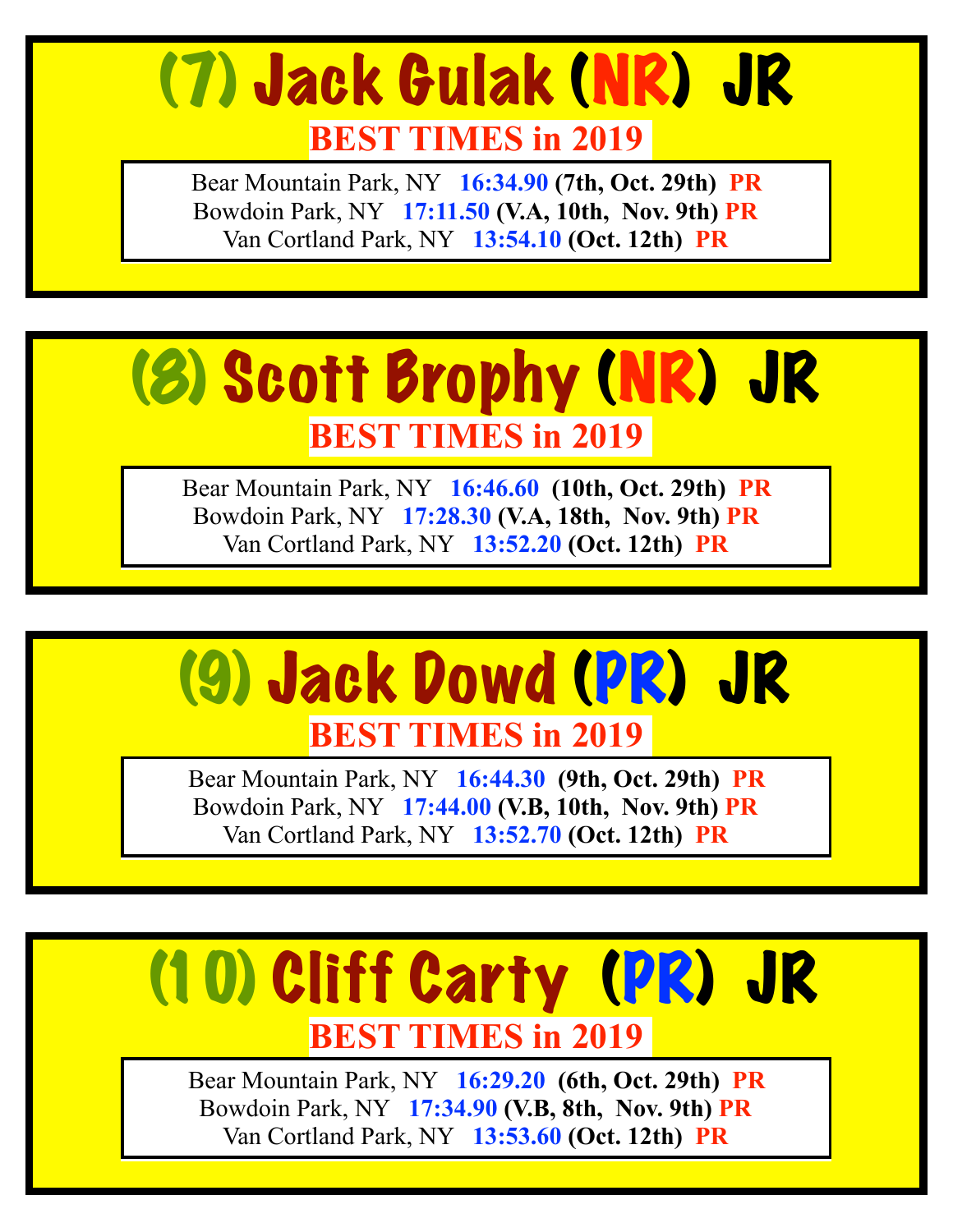# (7) Jack Gulak (NR) JR

**BEST TIMES in 2019**

Bear Mountain Park, NY **16:34.90** **(7th, Oct. 29th)** **PR**
Bowdoin Park, NY **17:11.50** **(V.A, 10th, Nov. 9th)** **PR**
Van Cortland Park, NY **13:54.10** **(Oct. 12th)** **PR**

# (8) Scott Brophy (NR) JR

**BEST TIMES in 2019**

Bear Mountain Park, NY **16:46.60** **(10th, Oct. 29th)** **PR**
Bowdoin Park, NY **17:28.30** **(V.A, 18th, Nov. 9th)** **PR**
Van Cortland Park, NY **13:52.20** **(Oct. 12th)** **PR**

# (9) Jack Dowd (PR) JR

**BEST TIMES in 2019**

Bear Mountain Park, NY **16:44.30** **(9th, Oct. 29th)** **PR**
Bowdoin Park, NY **17:44.00** **(V.B, 10th, Nov. 9th)** **PR**
Van Cortland Park, NY **13:52.70** **(Oct. 12th)** **PR**

# (10) Cliff Carty (PR) JR

**BEST TIMES in 2019**

Bear Mountain Park, NY **16:29.20** **(6th, Oct. 29th)** **PR**
Bowdoin Park, NY **17:34.90** **(V.B, 8th, Nov. 9th)** **PR**
Van Cortland Park, NY **13:53.60** **(Oct. 12th)** **PR**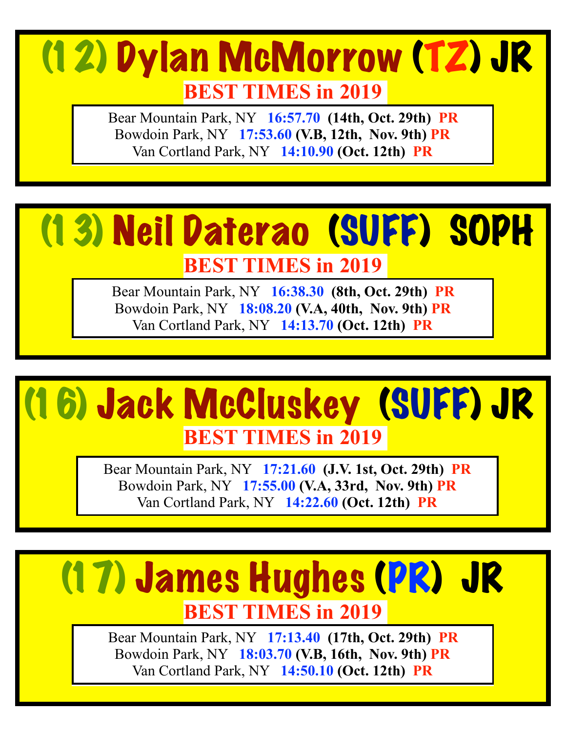# (12) Dylan McMorrow (TZ) JR

## BEST TIMES in 2019

Bear Mountain Park, NY **16:57.70** **(14th, Oct. 29th)** **PR**
Bowdoin Park, NY **17:53.60** **(V.B, 12th, Nov. 9th)** **PR**
Van Cortland Park, NY **14:10.90** **(Oct. 12th)** **PR**

# (13) Neil Daterao (SUFF) SOPH

## BEST TIMES in 2019

Bear Mountain Park, NY **16:38.30** **(8th, Oct. 29th)** **PR**
Bowdoin Park, NY **18:08.20** **(V.A, 40th, Nov. 9th)** **PR**
Van Cortland Park, NY **14:13.70** **(Oct. 12th)** **PR**

# (16) Jack McCluskey (SUFF) JR

## BEST TIMES in 2019

Bear Mountain Park, NY **17:21.60** **(J.V. 1st, Oct. 29th)** **PR**
Bowdoin Park, NY **17:55.00** **(V.A, 33rd, Nov. 9th)** **PR**
Van Cortland Park, NY **14:22.60** **(Oct. 12th)** **PR**

# (17) James Hughes (PR) JR

## BEST TIMES in 2019

Bear Mountain Park, NY **17:13.40** **(17th, Oct. 29th)** **PR**
Bowdoin Park, NY **18:03.70** **(V.B, 16th, Nov. 9th)** **PR**
Van Cortland Park, NY **14:50.10** **(Oct. 12th)** **PR**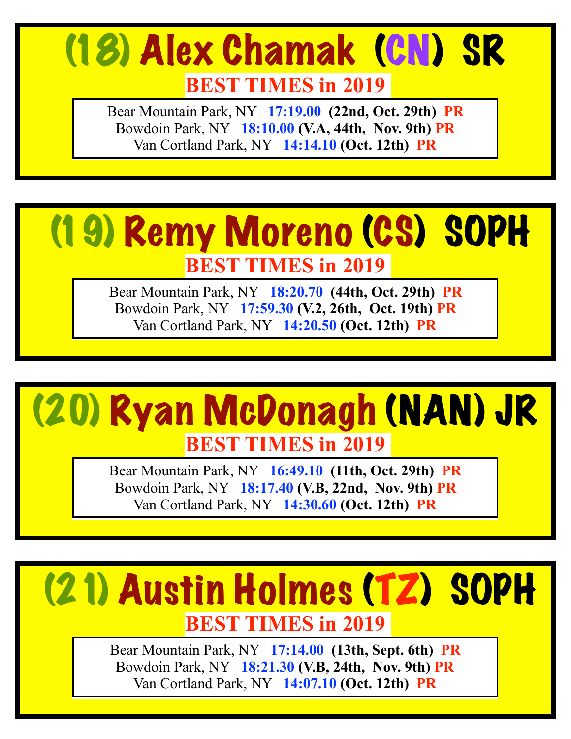## (18) Alex Chamak (CN) SR

**BEST TIMES in 2019**

Bear Mountain Park, NY **17:19.00** **(22nd, Oct. 29th)** **PR**
Bowdoin Park, NY **18:10.00** **(V.A, 44th, Nov. 9th)** **PR**
Van Cortland Park, NY **14:14.10** **(Oct. 12th)** **PR**

## (19) Remy Moreno (CS) SOPH

**BEST TIMES in 2019**

Bear Mountain Park, NY **18:20.70** **(44th, Oct. 29th)** **PR**
Bowdoin Park, NY **17:59.30** **(V.2, 26th, Oct. 19th)** **PR**
Van Cortland Park, NY **14:20.50** **(Oct. 12th)** **PR**

## (20) Ryan McDonagh (NAN) JR

**BEST TIMES in 2019**

Bear Mountain Park, NY **16:49.10** **(11th, Oct. 29th)** **PR**
Bowdoin Park, NY **18:17.40** **(V.B, 22nd, Nov. 9th)** **PR**
Van Cortland Park, NY **14:30.60** **(Oct. 12th)** **PR**

## (21) Austin Holmes (TZ) SOPH

**BEST TIMES in 2019**

Bear Mountain Park, NY **17:14.00** **(13th, Sept. 6th)** **PR**
Bowdoin Park, NY **18:21.30** **(V.B, 24th, Nov. 9th)** **PR**
Van Cortland Park, NY **14:07.10** **(Oct. 12th)** **PR**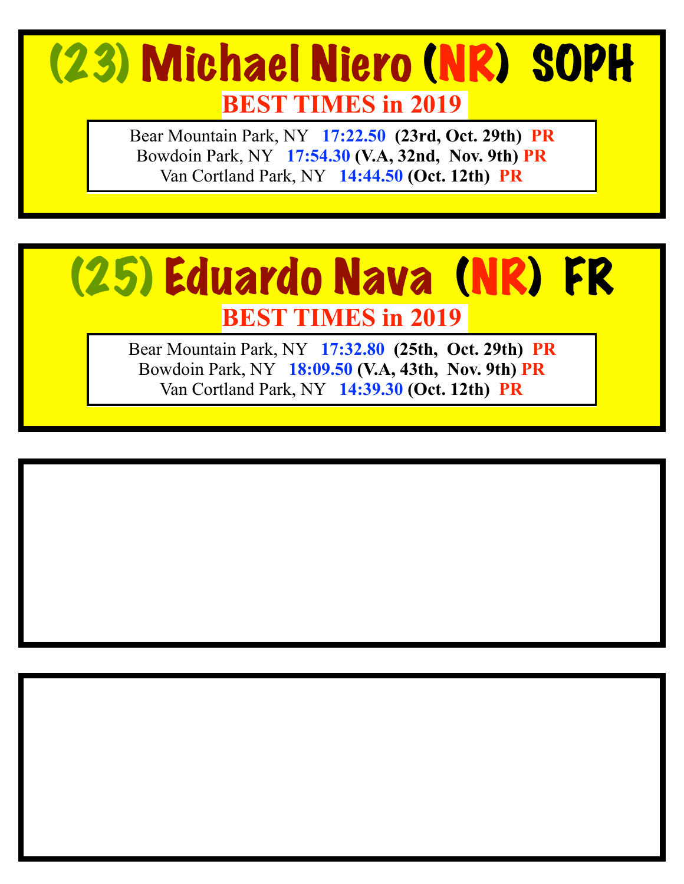## (23) Michael Niero (NR) SOPH

**BEST TIMES in 2019**

Bear Mountain Park, NY **17:22.50** **(23rd, Oct. 29th)** **PR**
Bowdoin Park, NY **17:54.30** **(V.A, 32nd, Nov. 9th)** **PR**
Van Cortland Park, NY **14:44.50** **(Oct. 12th)** **PR**

## (25) Eduardo Nava (NR) FR

**BEST TIMES in 2019**

Bear Mountain Park, NY **17:32.80** **(25th, Oct. 29th)** **PR**
Bowdoin Park, NY **18:09.50** **(V.A, 43th, Nov. 9th)** **PR**
Van Cortland Park, NY **14:39.30** **(Oct. 12th)** **PR**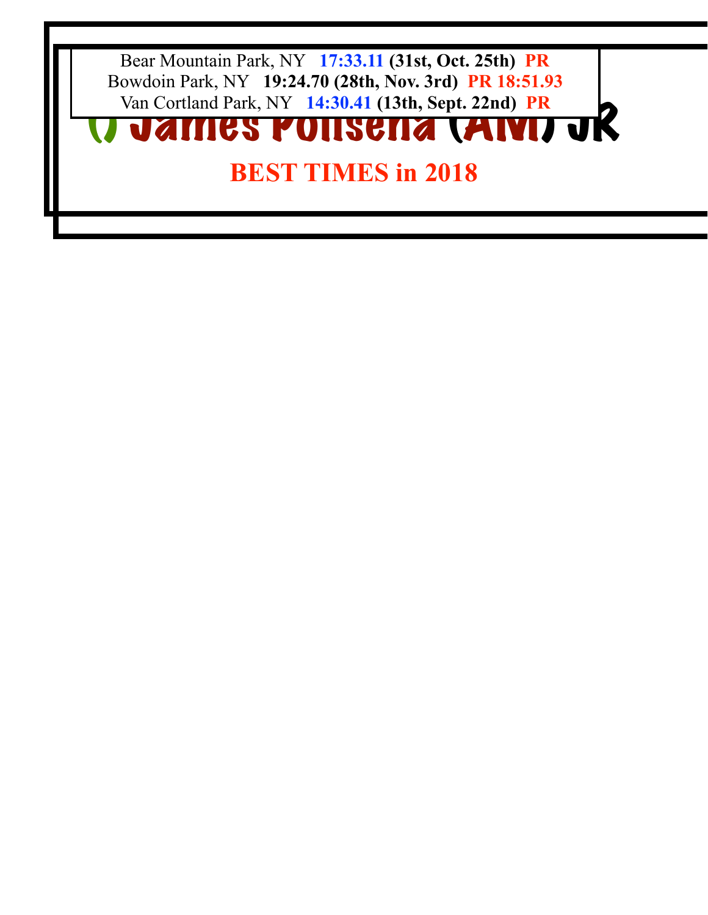Bear Mountain Park, NY **17:33.11** **(31st, Oct. 25th)** **PR**

Bowdoin Park, NY **19:24.70 (28th, Nov. 3rd)** **PR 18:51.93**

Van Cortland Park, NY **14:30.41** **(13th, Sept. 22nd)** **PR**

# () James Polisena (AM) JR

## BEST TIMES in 2018